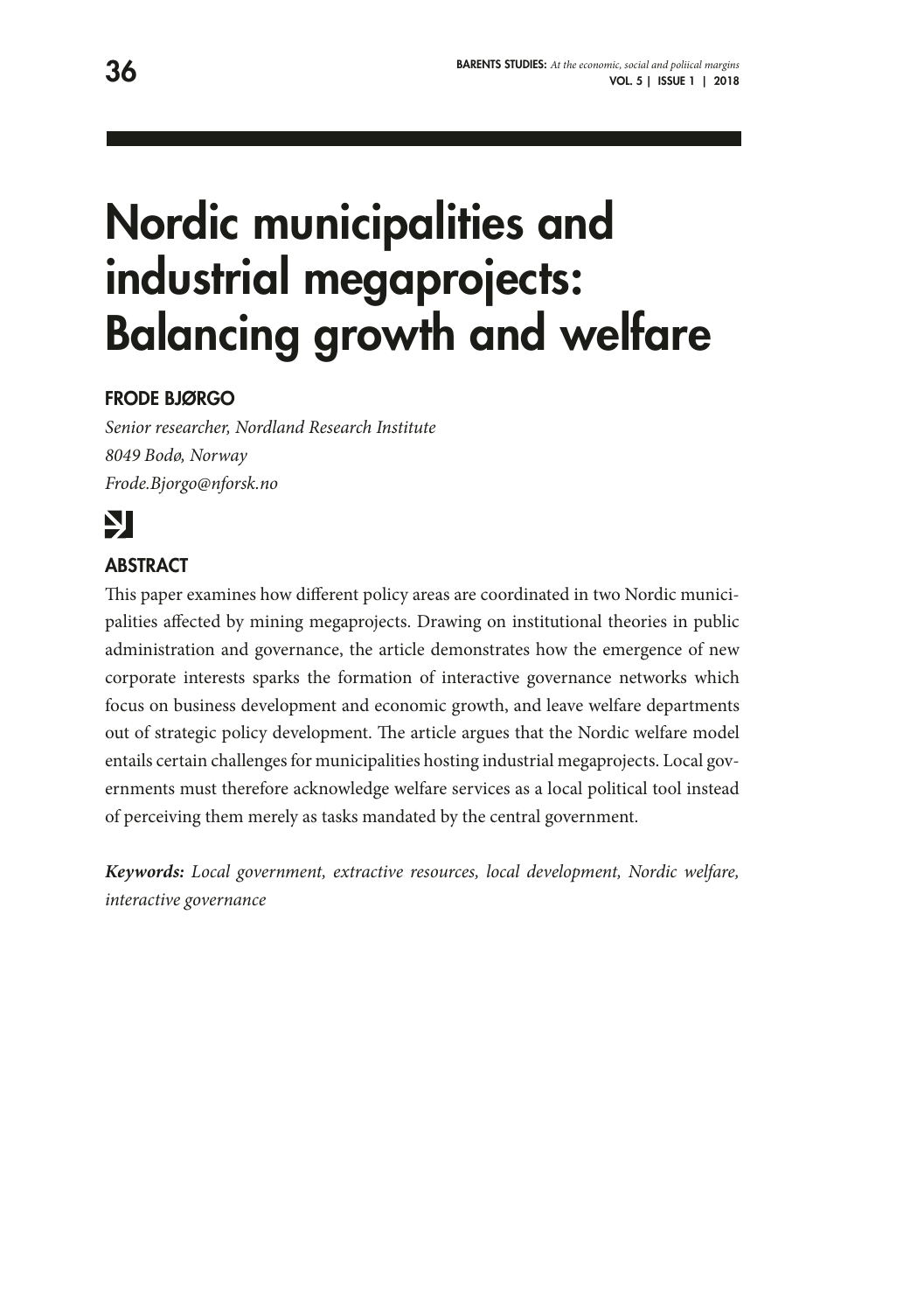# Nordic municipalities and industrial megaprojects: Balancing growth and welfare

**FRODE BJØRGO**

*Senior researcher, Nordland Research Institute*
*8049 Bodø, Norway*
*Frode.Bjorgo@nforsk.no*

## ABSTRACT

This paper examines how different policy areas are coordinated in two Nordic municipalities affected by mining megaprojects. Drawing on institutional theories in public administration and governance, the article demonstrates how the emergence of new corporate interests sparks the formation of interactive governance networks which focus on business development and economic growth, and leave welfare departments out of strategic policy development. The article argues that the Nordic welfare model entails certain challenges for municipalities hosting industrial megaprojects. Local governments must therefore acknowledge welfare services as a local political tool instead of perceiving them merely as tasks mandated by the central government.

***Keywords:*** *Local government, extractive resources, local development, Nordic welfare, interactive governance*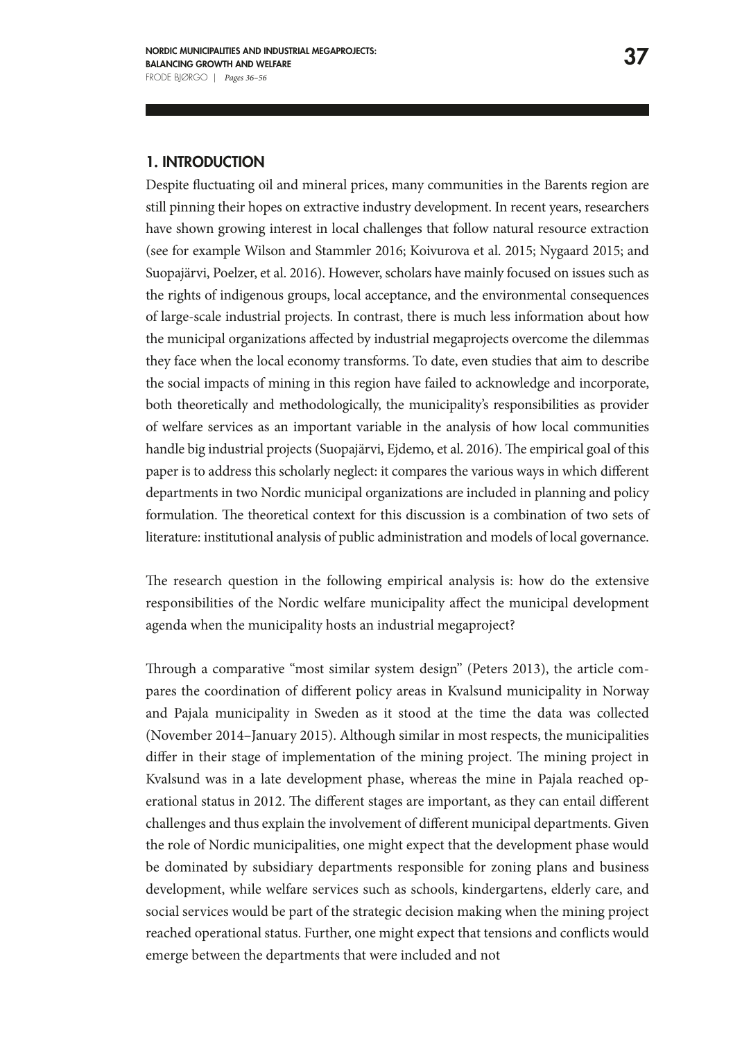## 1. INTRODUCTION

Despite fluctuating oil and mineral prices, many communities in the Barents region are still pinning their hopes on extractive industry development. In recent years, researchers have shown growing interest in local challenges that follow natural resource extraction (see for example Wilson and Stammler 2016; Koivurova et al. 2015; Nygaard 2015; and Suopajärvi, Poelzer, et al. 2016). However, scholars have mainly focused on issues such as the rights of indigenous groups, local acceptance, and the environmental consequences of large-scale industrial projects. In contrast, there is much less information about how the municipal organizations affected by industrial megaprojects overcome the dilemmas they face when the local economy transforms. To date, even studies that aim to describe the social impacts of mining in this region have failed to acknowledge and incorporate, both theoretically and methodologically, the municipality's responsibilities as provider of welfare services as an important variable in the analysis of how local communities handle big industrial projects (Suopajärvi, Ejdemo, et al. 2016). The empirical goal of this paper is to address this scholarly neglect: it compares the various ways in which different departments in two Nordic municipal organizations are included in planning and policy formulation. The theoretical context for this discussion is a combination of two sets of literature: institutional analysis of public administration and models of local governance.

The research question in the following empirical analysis is: how do the extensive responsibilities of the Nordic welfare municipality affect the municipal development agenda when the municipality hosts an industrial megaproject?

Through a comparative "most similar system design" (Peters 2013), the article compares the coordination of different policy areas in Kvalsund municipality in Norway and Pajala municipality in Sweden as it stood at the time the data was collected (November 2014–January 2015). Although similar in most respects, the municipalities differ in their stage of implementation of the mining project. The mining project in Kvalsund was in a late development phase, whereas the mine in Pajala reached operational status in 2012. The different stages are important, as they can entail different challenges and thus explain the involvement of different municipal departments. Given the role of Nordic municipalities, one might expect that the development phase would be dominated by subsidiary departments responsible for zoning plans and business development, while welfare services such as schools, kindergartens, elderly care, and social services would be part of the strategic decision making when the mining project reached operational status. Further, one might expect that tensions and conflicts would emerge between the departments that were included and not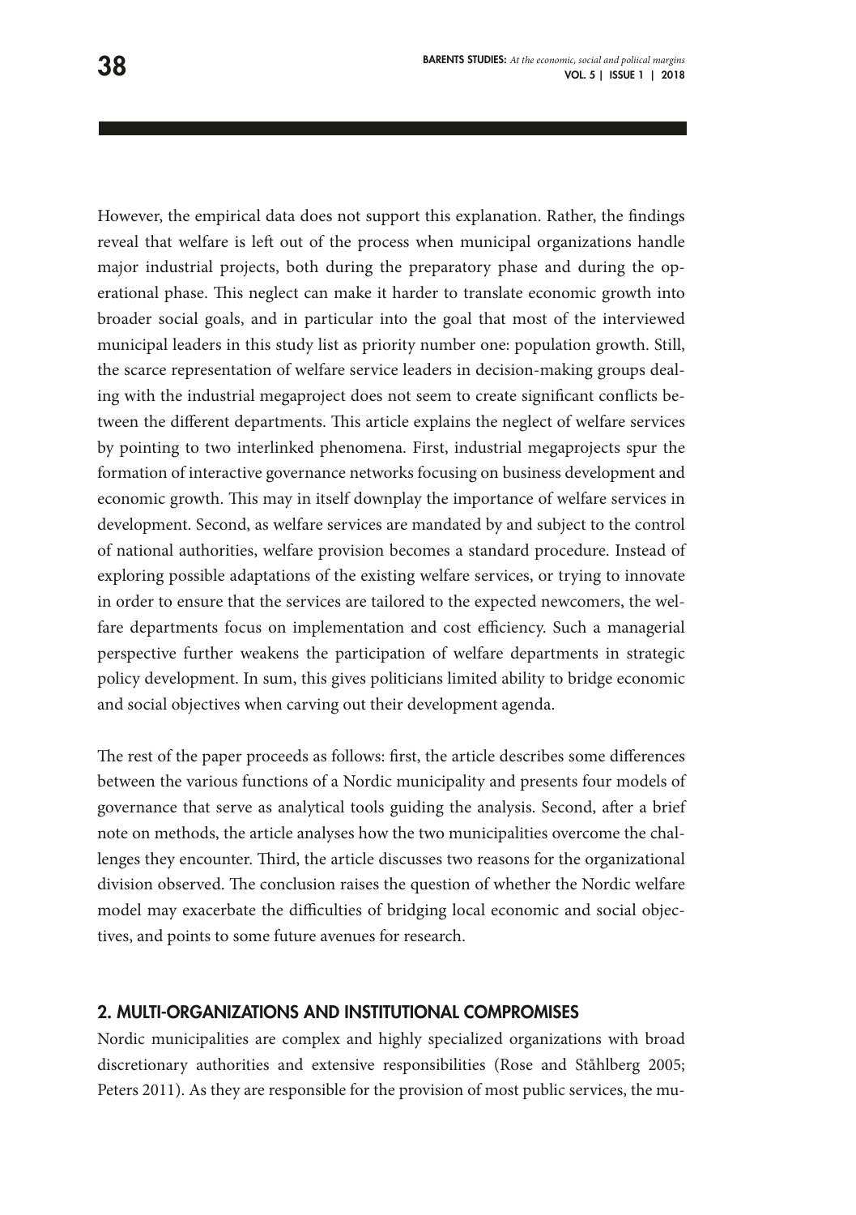However, the empirical data does not support this explanation. Rather, the findings reveal that welfare is left out of the process when municipal organizations handle major industrial projects, both during the preparatory phase and during the operational phase. This neglect can make it harder to translate economic growth into broader social goals, and in particular into the goal that most of the interviewed municipal leaders in this study list as priority number one: population growth. Still, the scarce representation of welfare service leaders in decision-making groups dealing with the industrial megaproject does not seem to create significant conflicts between the different departments. This article explains the neglect of welfare services by pointing to two interlinked phenomena. First, industrial megaprojects spur the formation of interactive governance networks focusing on business development and economic growth. This may in itself downplay the importance of welfare services in development. Second, as welfare services are mandated by and subject to the control of national authorities, welfare provision becomes a standard procedure. Instead of exploring possible adaptations of the existing welfare services, or trying to innovate in order to ensure that the services are tailored to the expected newcomers, the welfare departments focus on implementation and cost efficiency. Such a managerial perspective further weakens the participation of welfare departments in strategic policy development. In sum, this gives politicians limited ability to bridge economic and social objectives when carving out their development agenda.

The rest of the paper proceeds as follows: first, the article describes some differences between the various functions of a Nordic municipality and presents four models of governance that serve as analytical tools guiding the analysis. Second, after a brief note on methods, the article analyses how the two municipalities overcome the challenges they encounter. Third, the article discusses two reasons for the organizational division observed. The conclusion raises the question of whether the Nordic welfare model may exacerbate the difficulties of bridging local economic and social objectives, and points to some future avenues for research.

## 2. MULTI-ORGANIZATIONS AND INSTITUTIONAL COMPROMISES

Nordic municipalities are complex and highly specialized organizations with broad discretionary authorities and extensive responsibilities (Rose and Ståhlberg 2005; Peters 2011). As they are responsible for the provision of most public services, the mu-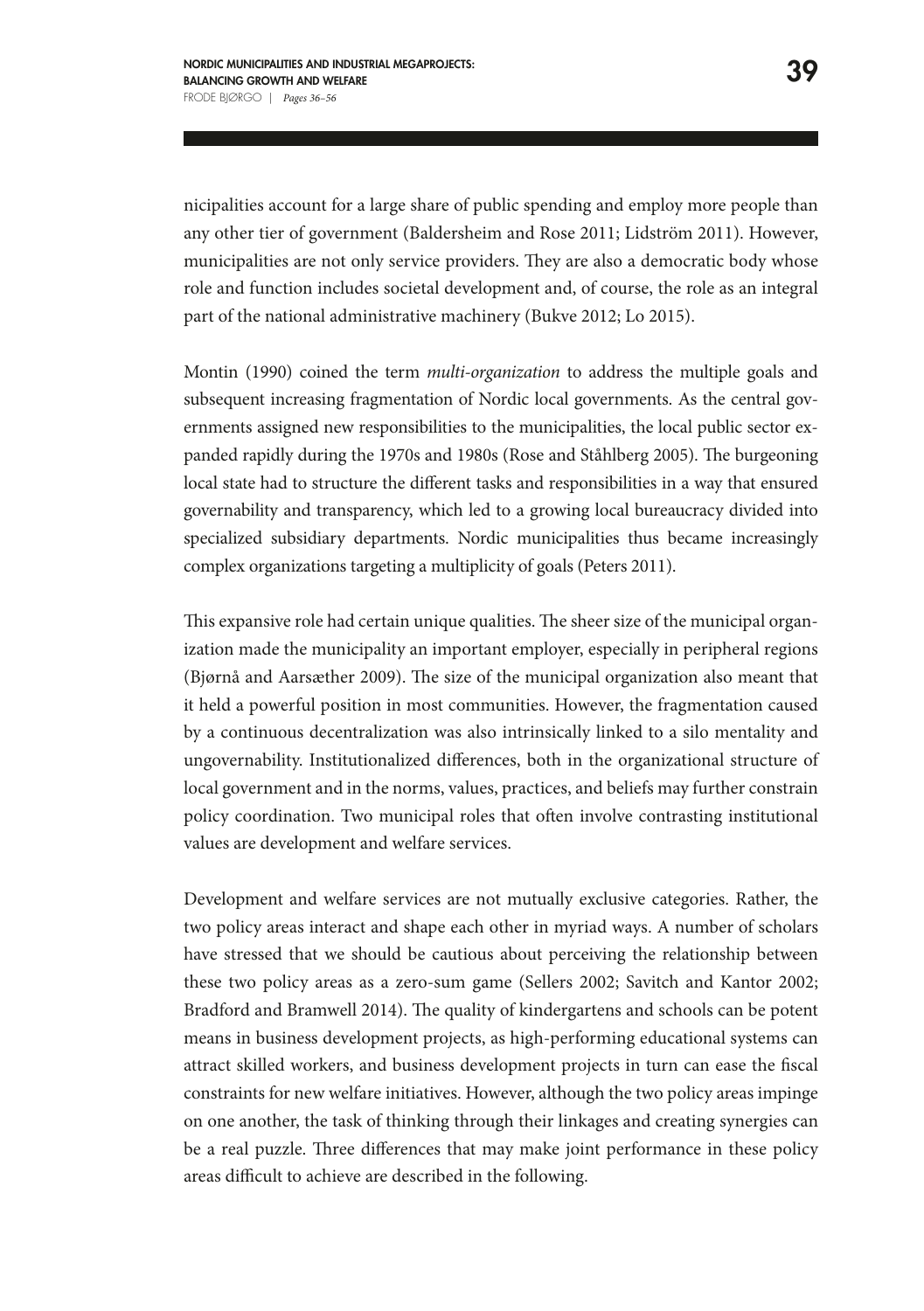nicipalities account for a large share of public spending and employ more people than any other tier of government (Baldersheim and Rose 2011; Lidström 2011). However, municipalities are not only service providers. They are also a democratic body whose role and function includes societal development and, of course, the role as an integral part of the national administrative machinery (Bukve 2012; Lo 2015).

Montin (1990) coined the term *multi-organization* to address the multiple goals and subsequent increasing fragmentation of Nordic local governments. As the central governments assigned new responsibilities to the municipalities, the local public sector expanded rapidly during the 1970s and 1980s (Rose and Ståhlberg 2005). The burgeoning local state had to structure the different tasks and responsibilities in a way that ensured governability and transparency, which led to a growing local bureaucracy divided into specialized subsidiary departments. Nordic municipalities thus became increasingly complex organizations targeting a multiplicity of goals (Peters 2011).

This expansive role had certain unique qualities. The sheer size of the municipal organization made the municipality an important employer, especially in peripheral regions (Bjørnå and Aarsæther 2009). The size of the municipal organization also meant that it held a powerful position in most communities. However, the fragmentation caused by a continuous decentralization was also intrinsically linked to a silo mentality and ungovernability. Institutionalized differences, both in the organizational structure of local government and in the norms, values, practices, and beliefs may further constrain policy coordination. Two municipal roles that often involve contrasting institutional values are development and welfare services.

Development and welfare services are not mutually exclusive categories. Rather, the two policy areas interact and shape each other in myriad ways. A number of scholars have stressed that we should be cautious about perceiving the relationship between these two policy areas as a zero-sum game (Sellers 2002; Savitch and Kantor 2002; Bradford and Bramwell 2014). The quality of kindergartens and schools can be potent means in business development projects, as high-performing educational systems can attract skilled workers, and business development projects in turn can ease the fiscal constraints for new welfare initiatives. However, although the two policy areas impinge on one another, the task of thinking through their linkages and creating synergies can be a real puzzle. Three differences that may make joint performance in these policy areas difficult to achieve are described in the following.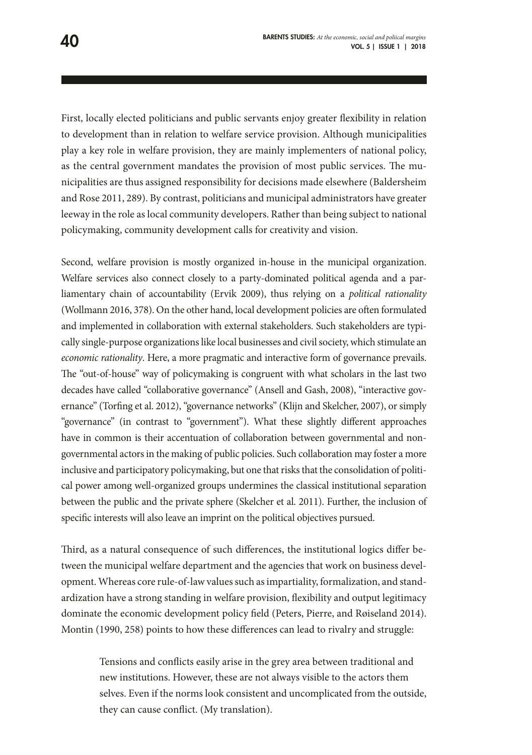First, locally elected politicians and public servants enjoy greater flexibility in relation to development than in relation to welfare service provision. Although municipalities play a key role in welfare provision, they are mainly implementers of national policy, as the central government mandates the provision of most public services. The municipalities are thus assigned responsibility for decisions made elsewhere (Baldersheim and Rose 2011, 289). By contrast, politicians and municipal administrators have greater leeway in the role as local community developers. Rather than being subject to national policymaking, community development calls for creativity and vision.

Second, welfare provision is mostly organized in-house in the municipal organization. Welfare services also connect closely to a party-dominated political agenda and a parliamentary chain of accountability (Ervik 2009), thus relying on a *political rationality* (Wollmann 2016, 378). On the other hand, local development policies are often formulated and implemented in collaboration with external stakeholders. Such stakeholders are typically single-purpose organizations like local businesses and civil society, which stimulate an *economic rationality*. Here, a more pragmatic and interactive form of governance prevails. The "out-of-house" way of policymaking is congruent with what scholars in the last two decades have called "collaborative governance" (Ansell and Gash, 2008), "interactive governance" (Torfing et al. 2012), "governance networks" (Klijn and Skelcher, 2007), or simply "governance" (in contrast to "government"). What these slightly different approaches have in common is their accentuation of collaboration between governmental and non-governmental actors in the making of public policies. Such collaboration may foster a more inclusive and participatory policymaking, but one that risks that the consolidation of political power among well-organized groups undermines the classical institutional separation between the public and the private sphere (Skelcher et al. 2011). Further, the inclusion of specific interests will also leave an imprint on the political objectives pursued.

Third, as a natural consequence of such differences, the institutional logics differ between the municipal welfare department and the agencies that work on business development. Whereas core rule-of-law values such as impartiality, formalization, and standardization have a strong standing in welfare provision, flexibility and output legitimacy dominate the economic development policy field (Peters, Pierre, and Røiseland 2014). Montin (1990, 258) points to how these differences can lead to rivalry and struggle:

> Tensions and conflicts easily arise in the grey area between traditional and new institutions. However, these are not always visible to the actors them selves. Even if the norms look consistent and uncomplicated from the outside, they can cause conflict. (My translation).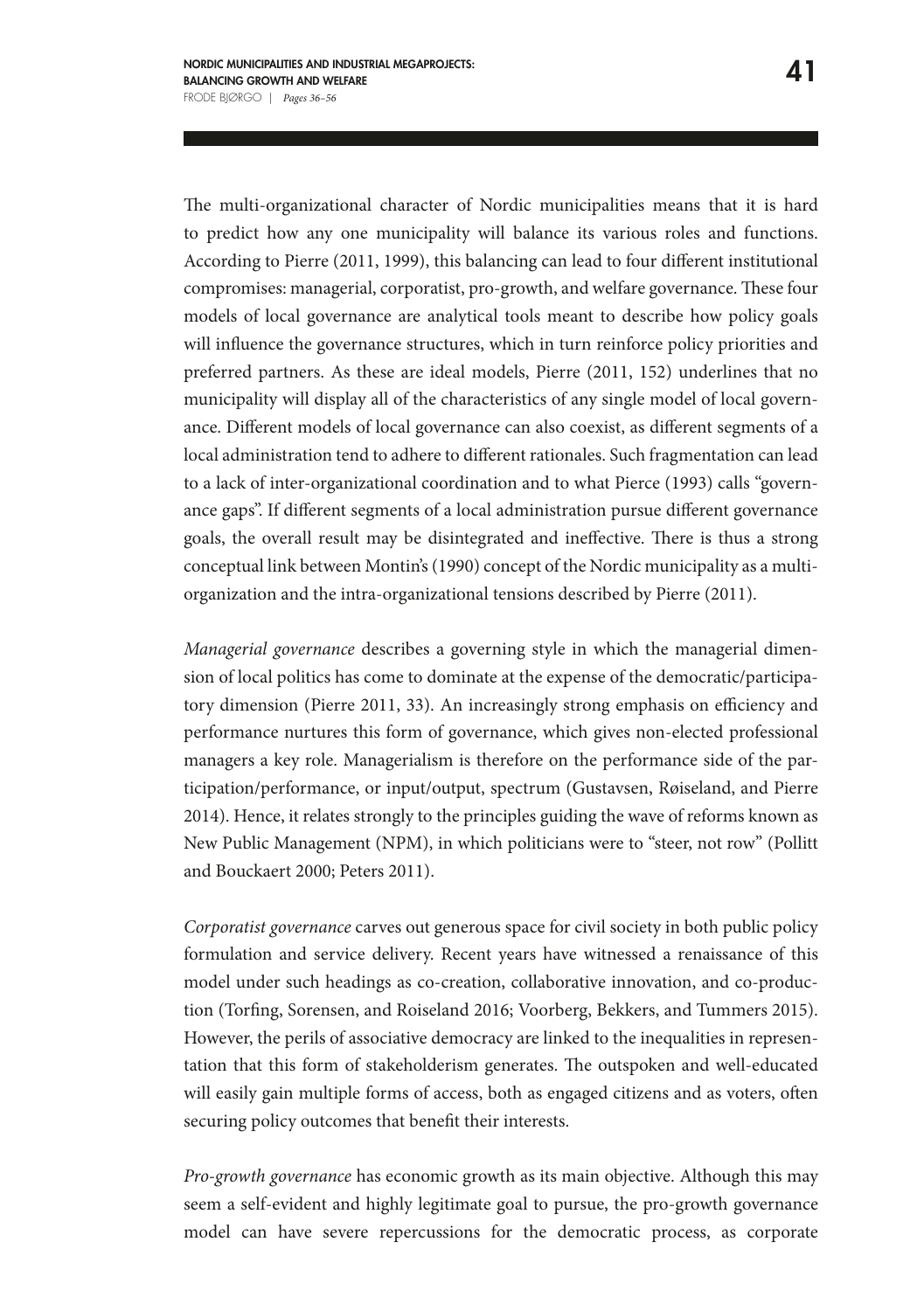The multi-organizational character of Nordic municipalities means that it is hard to predict how any one municipality will balance its various roles and functions. According to Pierre (2011, 1999), this balancing can lead to four different institutional compromises: managerial, corporatist, pro-growth, and welfare governance. These four models of local governance are analytical tools meant to describe how policy goals will influence the governance structures, which in turn reinforce policy priorities and preferred partners. As these are ideal models, Pierre (2011, 152) underlines that no municipality will display all of the characteristics of any single model of local governance. Different models of local governance can also coexist, as different segments of a local administration tend to adhere to different rationales. Such fragmentation can lead to a lack of inter-organizational coordination and to what Pierce (1993) calls "governance gaps". If different segments of a local administration pursue different governance goals, the overall result may be disintegrated and ineffective. There is thus a strong conceptual link between Montin's (1990) concept of the Nordic municipality as a multi-organization and the intra-organizational tensions described by Pierre (2011).

*Managerial governance* describes a governing style in which the managerial dimension of local politics has come to dominate at the expense of the democratic/participatory dimension (Pierre 2011, 33). An increasingly strong emphasis on efficiency and performance nurtures this form of governance, which gives non-elected professional managers a key role. Managerialism is therefore on the performance side of the participation/performance, or input/output, spectrum (Gustavsen, Røiseland, and Pierre 2014). Hence, it relates strongly to the principles guiding the wave of reforms known as New Public Management (NPM), in which politicians were to "steer, not row" (Pollitt and Bouckaert 2000; Peters 2011).

*Corporatist governance* carves out generous space for civil society in both public policy formulation and service delivery. Recent years have witnessed a renaissance of this model under such headings as co-creation, collaborative innovation, and co-production (Torfing, Sorensen, and Roiseland 2016; Voorberg, Bekkers, and Tummers 2015). However, the perils of associative democracy are linked to the inequalities in representation that this form of stakeholderism generates. The outspoken and well-educated will easily gain multiple forms of access, both as engaged citizens and as voters, often securing policy outcomes that benefit their interests.

*Pro-growth governance* has economic growth as its main objective. Although this may seem a self-evident and highly legitimate goal to pursue, the pro-growth governance model can have severe repercussions for the democratic process, as corporate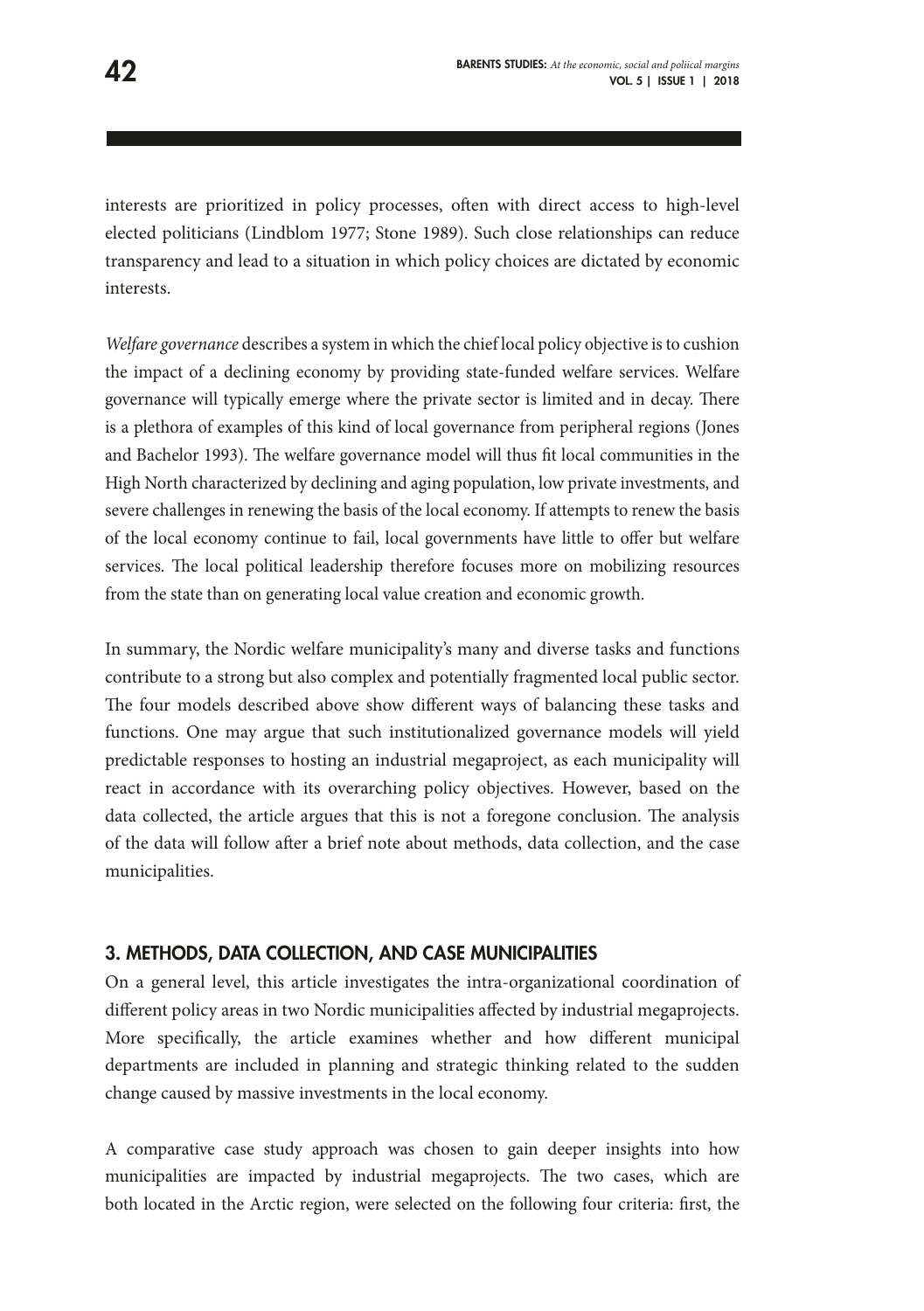interests are prioritized in policy processes, often with direct access to high-level elected politicians (Lindblom 1977; Stone 1989). Such close relationships can reduce transparency and lead to a situation in which policy choices are dictated by economic interests.

*Welfare governance* describes a system in which the chief local policy objective is to cushion the impact of a declining economy by providing state-funded welfare services. Welfare governance will typically emerge where the private sector is limited and in decay. There is a plethora of examples of this kind of local governance from peripheral regions (Jones and Bachelor 1993). The welfare governance model will thus fit local communities in the High North characterized by declining and aging population, low private investments, and severe challenges in renewing the basis of the local economy. If attempts to renew the basis of the local economy continue to fail, local governments have little to offer but welfare services. The local political leadership therefore focuses more on mobilizing resources from the state than on generating local value creation and economic growth.

In summary, the Nordic welfare municipality's many and diverse tasks and functions contribute to a strong but also complex and potentially fragmented local public sector. The four models described above show different ways of balancing these tasks and functions. One may argue that such institutionalized governance models will yield predictable responses to hosting an industrial megaproject, as each municipality will react in accordance with its overarching policy objectives. However, based on the data collected, the article argues that this is not a foregone conclusion. The analysis of the data will follow after a brief note about methods, data collection, and the case municipalities.

## 3. METHODS, DATA COLLECTION, AND CASE MUNICIPALITIES

On a general level, this article investigates the intra-organizational coordination of different policy areas in two Nordic municipalities affected by industrial megaprojects. More specifically, the article examines whether and how different municipal departments are included in planning and strategic thinking related to the sudden change caused by massive investments in the local economy.

A comparative case study approach was chosen to gain deeper insights into how municipalities are impacted by industrial megaprojects. The two cases, which are both located in the Arctic region, were selected on the following four criteria: first, the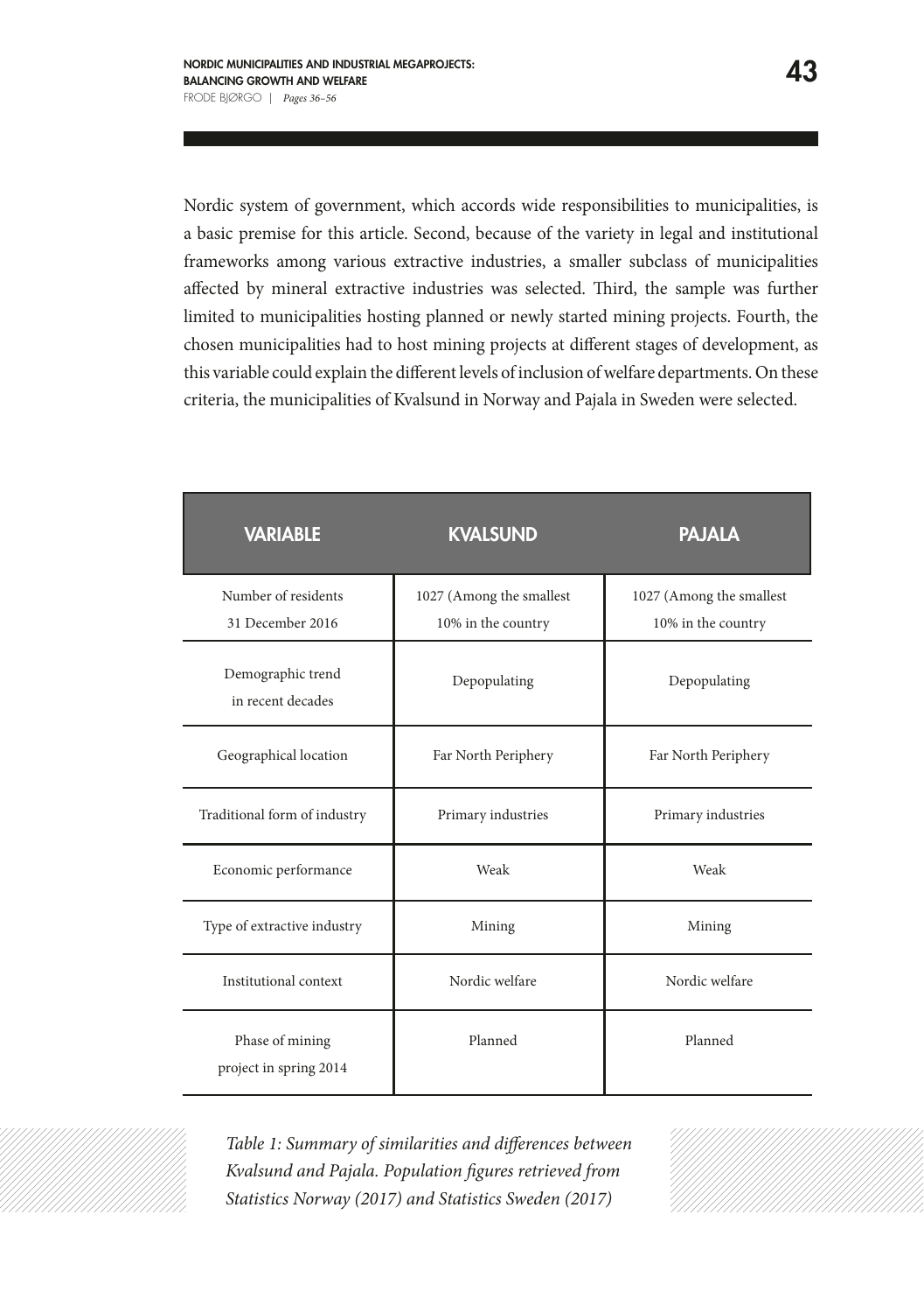Nordic system of government, which accords wide responsibilities to municipalities, is a basic premise for this article. Second, because of the variety in legal and institutional frameworks among various extractive industries, a smaller subclass of municipalities affected by mineral extractive industries was selected. Third, the sample was further limited to municipalities hosting planned or newly started mining projects. Fourth, the chosen municipalities had to host mining projects at different stages of development, as this variable could explain the different levels of inclusion of welfare departments. On these criteria, the municipalities of Kvalsund in Norway and Pajala in Sweden were selected.

| VARIABLE | KVALSUND | PAJALA |
|---|---|---|
| Number of residents 31 December 2016 | 1027 (Among the smallest 10% in the country | 1027 (Among the smallest 10% in the country |
| Demographic trend in recent decades | Depopulating | Depopulating |
| Geographical location | Far North Periphery | Far North Periphery |
| Traditional form of industry | Primary industries | Primary industries |
| Economic performance | Weak | Weak |
| Type of extractive industry | Mining | Mining |
| Institutional context | Nordic welfare | Nordic welfare |
| Phase of mining project in spring 2014 | Planned | Planned |

*Table 1: Summary of similarities and differences between Kvalsund and Pajala. Population figures retrieved from Statistics Norway (2017) and Statistics Sweden (2017)*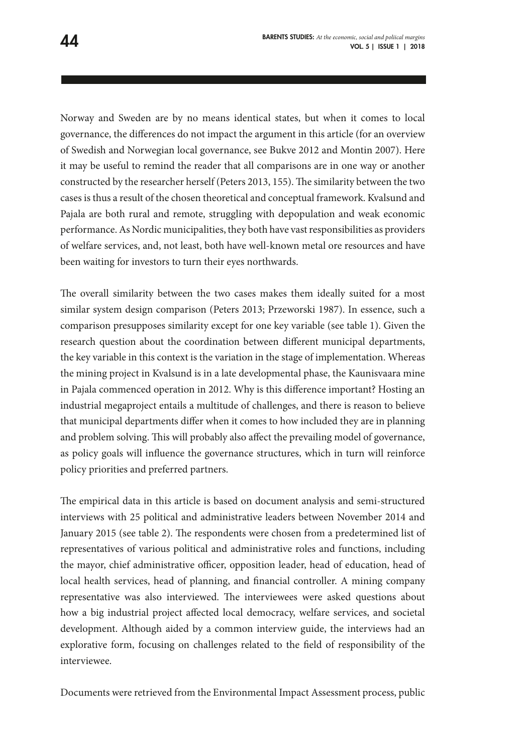Norway and Sweden are by no means identical states, but when it comes to local governance, the differences do not impact the argument in this article (for an overview of Swedish and Norwegian local governance, see Bukve 2012 and Montin 2007). Here it may be useful to remind the reader that all comparisons are in one way or another constructed by the researcher herself (Peters 2013, 155). The similarity between the two cases is thus a result of the chosen theoretical and conceptual framework. Kvalsund and Pajala are both rural and remote, struggling with depopulation and weak economic performance. As Nordic municipalities, they both have vast responsibilities as providers of welfare services, and, not least, both have well-known metal ore resources and have been waiting for investors to turn their eyes northwards.

The overall similarity between the two cases makes them ideally suited for a most similar system design comparison (Peters 2013; Przeworski 1987). In essence, such a comparison presupposes similarity except for one key variable (see table 1). Given the research question about the coordination between different municipal departments, the key variable in this context is the variation in the stage of implementation. Whereas the mining project in Kvalsund is in a late developmental phase, the Kaunisvaara mine in Pajala commenced operation in 2012. Why is this difference important? Hosting an industrial megaproject entails a multitude of challenges, and there is reason to believe that municipal departments differ when it comes to how included they are in planning and problem solving. This will probably also affect the prevailing model of governance, as policy goals will influence the governance structures, which in turn will reinforce policy priorities and preferred partners.

The empirical data in this article is based on document analysis and semi-structured interviews with 25 political and administrative leaders between November 2014 and January 2015 (see table 2). The respondents were chosen from a predetermined list of representatives of various political and administrative roles and functions, including the mayor, chief administrative officer, opposition leader, head of education, head of local health services, head of planning, and financial controller. A mining company representative was also interviewed. The interviewees were asked questions about how a big industrial project affected local democracy, welfare services, and societal development. Although aided by a common interview guide, the interviews had an explorative form, focusing on challenges related to the field of responsibility of the interviewee.

Documents were retrieved from the Environmental Impact Assessment process, public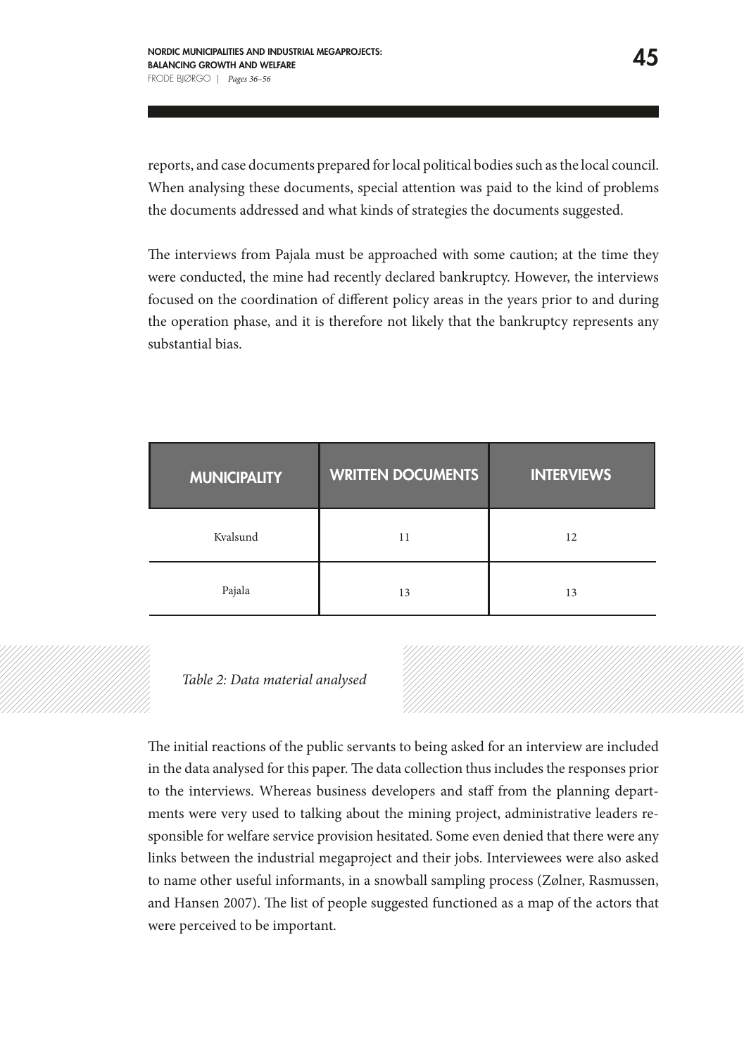reports, and case documents prepared for local political bodies such as the local council. When analysing these documents, special attention was paid to the kind of problems the documents addressed and what kinds of strategies the documents suggested.

The interviews from Pajala must be approached with some caution; at the time they were conducted, the mine had recently declared bankruptcy. However, the interviews focused on the coordination of different policy areas in the years prior to and during the operation phase, and it is therefore not likely that the bankruptcy represents any substantial bias.

| MUNICIPALITY | WRITTEN DOCUMENTS | INTERVIEWS |
|---|---|---|
| Kvalsund | 11 | 12 |
| Pajala | 13 | 13 |

*Table 2: Data material analysed*

The initial reactions of the public servants to being asked for an interview are included in the data analysed for this paper. The data collection thus includes the responses prior to the interviews. Whereas business developers and staff from the planning departments were very used to talking about the mining project, administrative leaders responsible for welfare service provision hesitated. Some even denied that there were any links between the industrial megaproject and their jobs. Interviewees were also asked to name other useful informants, in a snowball sampling process (Zølner, Rasmussen, and Hansen 2007). The list of people suggested functioned as a map of the actors that were perceived to be important.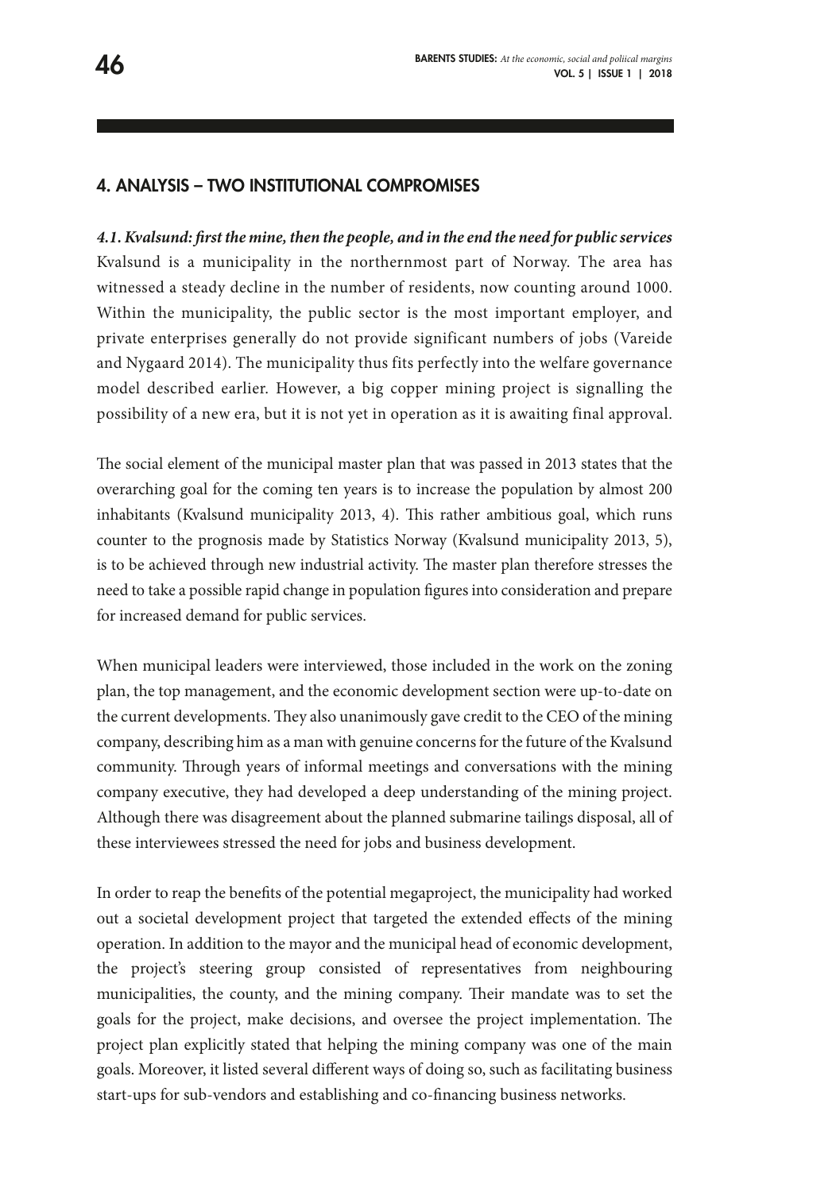## 4. ANALYSIS – TWO INSTITUTIONAL COMPROMISES

### *4.1. Kvalsund: first the mine, then the people, and in the end the need for public services*

Kvalsund is a municipality in the northernmost part of Norway. The area has witnessed a steady decline in the number of residents, now counting around 1000. Within the municipality, the public sector is the most important employer, and private enterprises generally do not provide significant numbers of jobs (Vareide and Nygaard 2014). The municipality thus fits perfectly into the welfare governance model described earlier. However, a big copper mining project is signalling the possibility of a new era, but it is not yet in operation as it is awaiting final approval.

The social element of the municipal master plan that was passed in 2013 states that the overarching goal for the coming ten years is to increase the population by almost 200 inhabitants (Kvalsund municipality 2013, 4). This rather ambitious goal, which runs counter to the prognosis made by Statistics Norway (Kvalsund municipality 2013, 5), is to be achieved through new industrial activity. The master plan therefore stresses the need to take a possible rapid change in population figures into consideration and prepare for increased demand for public services.

When municipal leaders were interviewed, those included in the work on the zoning plan, the top management, and the economic development section were up-to-date on the current developments. They also unanimously gave credit to the CEO of the mining company, describing him as a man with genuine concerns for the future of the Kvalsund community. Through years of informal meetings and conversations with the mining company executive, they had developed a deep understanding of the mining project. Although there was disagreement about the planned submarine tailings disposal, all of these interviewees stressed the need for jobs and business development.

In order to reap the benefits of the potential megaproject, the municipality had worked out a societal development project that targeted the extended effects of the mining operation. In addition to the mayor and the municipal head of economic development, the project's steering group consisted of representatives from neighbouring municipalities, the county, and the mining company. Their mandate was to set the goals for the project, make decisions, and oversee the project implementation. The project plan explicitly stated that helping the mining company was one of the main goals. Moreover, it listed several different ways of doing so, such as facilitating business start-ups for sub-vendors and establishing and co-financing business networks.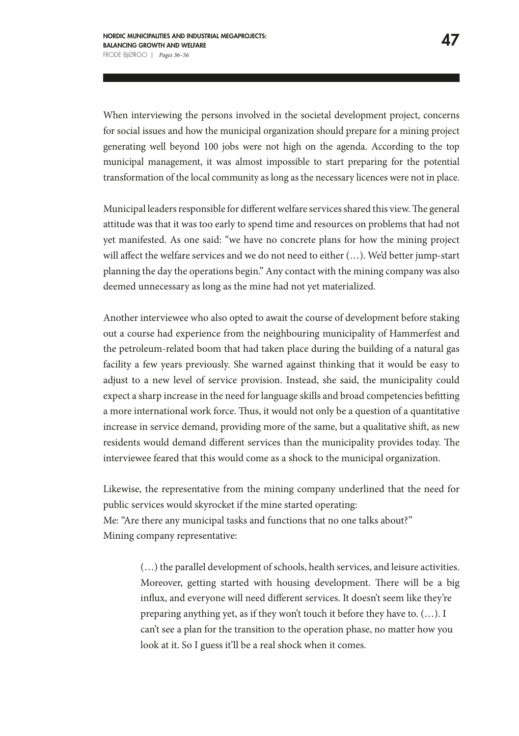When interviewing the persons involved in the societal development project, concerns for social issues and how the municipal organization should prepare for a mining project generating well beyond 100 jobs were not high on the agenda. According to the top municipal management, it was almost impossible to start preparing for the potential transformation of the local community as long as the necessary licences were not in place.

Municipal leaders responsible for different welfare services shared this view. The general attitude was that it was too early to spend time and resources on problems that had not yet manifested. As one said: "we have no concrete plans for how the mining project will affect the welfare services and we do not need to either (…). We'd better jump-start planning the day the operations begin." Any contact with the mining company was also deemed unnecessary as long as the mine had not yet materialized.

Another interviewee who also opted to await the course of development before staking out a course had experience from the neighbouring municipality of Hammerfest and the petroleum-related boom that had taken place during the building of a natural gas facility a few years previously. She warned against thinking that it would be easy to adjust to a new level of service provision. Instead, she said, the municipality could expect a sharp increase in the need for language skills and broad competencies befitting a more international work force. Thus, it would not only be a question of a quantitative increase in service demand, providing more of the same, but a qualitative shift, as new residents would demand different services than the municipality provides today. The interviewee feared that this would come as a shock to the municipal organization.

Likewise, the representative from the mining company underlined that the need for public services would skyrocket if the mine started operating:
Me: "Are there any municipal tasks and functions that no one talks about?"
Mining company representative:

> (…) the parallel development of schools, health services, and leisure activities. Moreover, getting started with housing development. There will be a big influx, and everyone will need different services. It doesn't seem like they're preparing anything yet, as if they won't touch it before they have to. (…). I can't see a plan for the transition to the operation phase, no matter how you look at it. So I guess it'll be a real shock when it comes.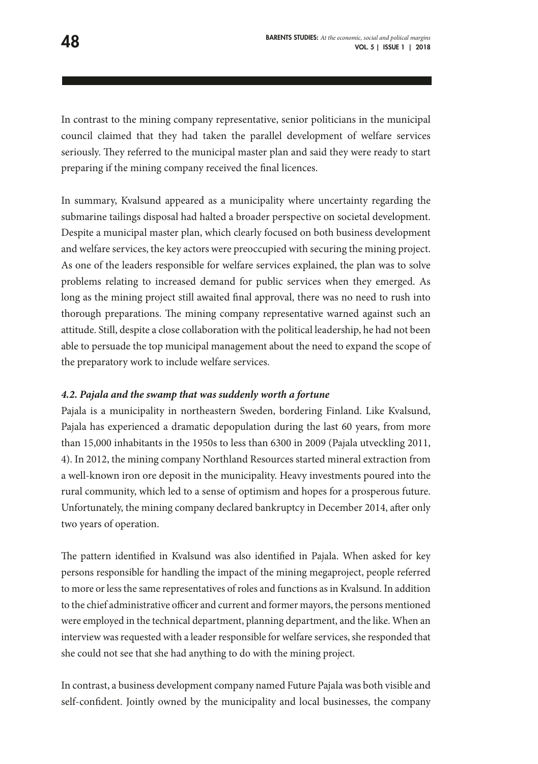In contrast to the mining company representative, senior politicians in the municipal council claimed that they had taken the parallel development of welfare services seriously. They referred to the municipal master plan and said they were ready to start preparing if the mining company received the final licences.

In summary, Kvalsund appeared as a municipality where uncertainty regarding the submarine tailings disposal had halted a broader perspective on societal development. Despite a municipal master plan, which clearly focused on both business development and welfare services, the key actors were preoccupied with securing the mining project. As one of the leaders responsible for welfare services explained, the plan was to solve problems relating to increased demand for public services when they emerged. As long as the mining project still awaited final approval, there was no need to rush into thorough preparations. The mining company representative warned against such an attitude. Still, despite a close collaboration with the political leadership, he had not been able to persuade the top municipal management about the need to expand the scope of the preparatory work to include welfare services.

#### *4.2. Pajala and the swamp that was suddenly worth a fortune*

Pajala is a municipality in northeastern Sweden, bordering Finland. Like Kvalsund, Pajala has experienced a dramatic depopulation during the last 60 years, from more than 15,000 inhabitants in the 1950s to less than 6300 in 2009 (Pajala utveckling 2011, 4). In 2012, the mining company Northland Resources started mineral extraction from a well-known iron ore deposit in the municipality. Heavy investments poured into the rural community, which led to a sense of optimism and hopes for a prosperous future. Unfortunately, the mining company declared bankruptcy in December 2014, after only two years of operation.

The pattern identified in Kvalsund was also identified in Pajala. When asked for key persons responsible for handling the impact of the mining megaproject, people referred to more or less the same representatives of roles and functions as in Kvalsund. In addition to the chief administrative officer and current and former mayors, the persons mentioned were employed in the technical department, planning department, and the like. When an interview was requested with a leader responsible for welfare services, she responded that she could not see that she had anything to do with the mining project.

In contrast, a business development company named Future Pajala was both visible and self-confident. Jointly owned by the municipality and local businesses, the company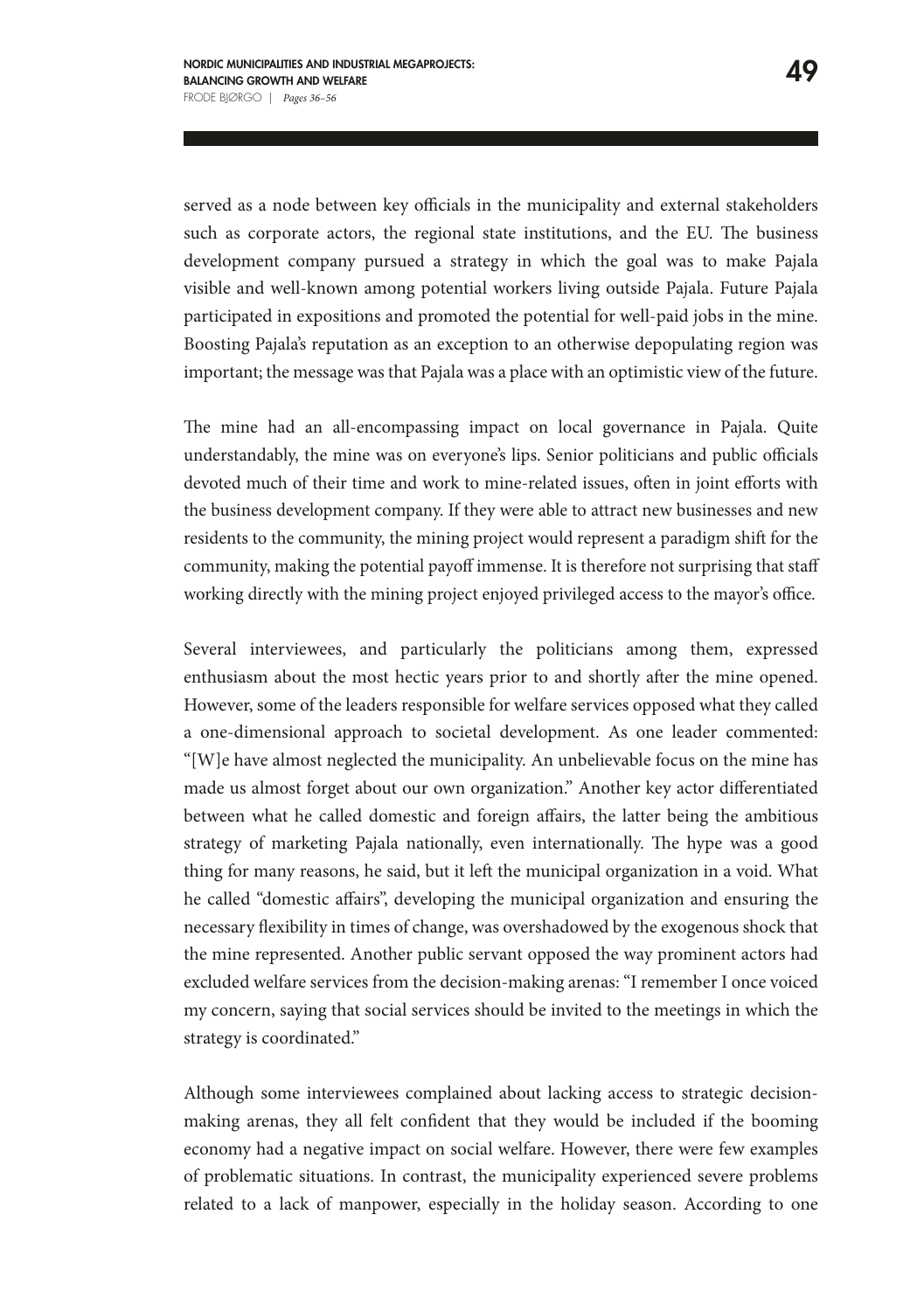served as a node between key officials in the municipality and external stakeholders such as corporate actors, the regional state institutions, and the EU. The business development company pursued a strategy in which the goal was to make Pajala visible and well-known among potential workers living outside Pajala. Future Pajala participated in expositions and promoted the potential for well-paid jobs in the mine. Boosting Pajala's reputation as an exception to an otherwise depopulating region was important; the message was that Pajala was a place with an optimistic view of the future.

The mine had an all-encompassing impact on local governance in Pajala. Quite understandably, the mine was on everyone's lips. Senior politicians and public officials devoted much of their time and work to mine-related issues, often in joint efforts with the business development company. If they were able to attract new businesses and new residents to the community, the mining project would represent a paradigm shift for the community, making the potential payoff immense. It is therefore not surprising that staff working directly with the mining project enjoyed privileged access to the mayor's office.

Several interviewees, and particularly the politicians among them, expressed enthusiasm about the most hectic years prior to and shortly after the mine opened. However, some of the leaders responsible for welfare services opposed what they called a one-dimensional approach to societal development. As one leader commented: "[W]e have almost neglected the municipality. An unbelievable focus on the mine has made us almost forget about our own organization." Another key actor differentiated between what he called domestic and foreign affairs, the latter being the ambitious strategy of marketing Pajala nationally, even internationally. The hype was a good thing for many reasons, he said, but it left the municipal organization in a void. What he called "domestic affairs", developing the municipal organization and ensuring the necessary flexibility in times of change, was overshadowed by the exogenous shock that the mine represented. Another public servant opposed the way prominent actors had excluded welfare services from the decision-making arenas: "I remember I once voiced my concern, saying that social services should be invited to the meetings in which the strategy is coordinated."

Although some interviewees complained about lacking access to strategic decision-making arenas, they all felt confident that they would be included if the booming economy had a negative impact on social welfare. However, there were few examples of problematic situations. In contrast, the municipality experienced severe problems related to a lack of manpower, especially in the holiday season. According to one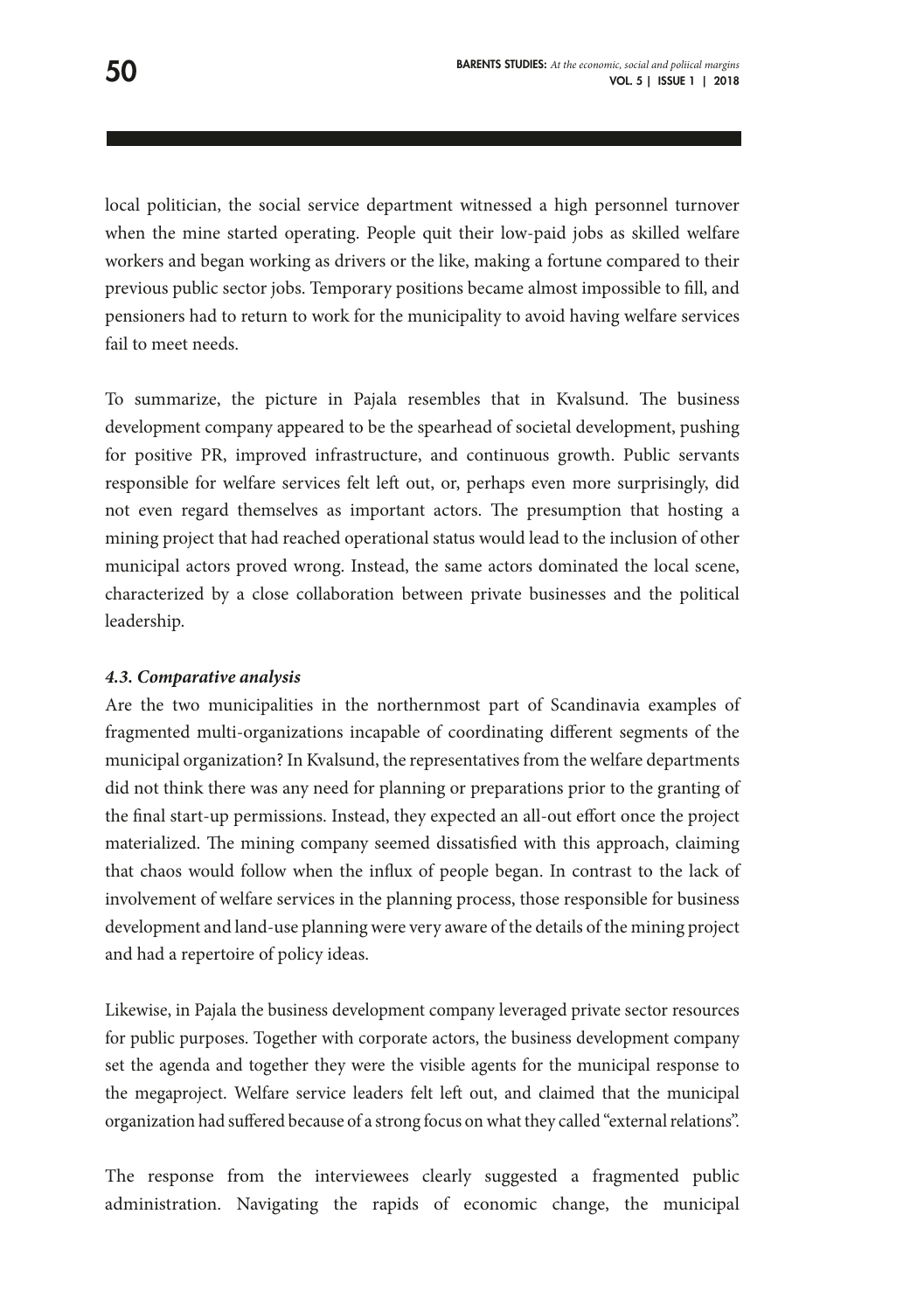local politician, the social service department witnessed a high personnel turnover when the mine started operating. People quit their low-paid jobs as skilled welfare workers and began working as drivers or the like, making a fortune compared to their previous public sector jobs. Temporary positions became almost impossible to fill, and pensioners had to return to work for the municipality to avoid having welfare services fail to meet needs.

To summarize, the picture in Pajala resembles that in Kvalsund. The business development company appeared to be the spearhead of societal development, pushing for positive PR, improved infrastructure, and continuous growth. Public servants responsible for welfare services felt left out, or, perhaps even more surprisingly, did not even regard themselves as important actors. The presumption that hosting a mining project that had reached operational status would lead to the inclusion of other municipal actors proved wrong. Instead, the same actors dominated the local scene, characterized by a close collaboration between private businesses and the political leadership.

### *4.3. Comparative analysis*

Are the two municipalities in the northernmost part of Scandinavia examples of fragmented multi-organizations incapable of coordinating different segments of the municipal organization? In Kvalsund, the representatives from the welfare departments did not think there was any need for planning or preparations prior to the granting of the final start-up permissions. Instead, they expected an all-out effort once the project materialized. The mining company seemed dissatisfied with this approach, claiming that chaos would follow when the influx of people began. In contrast to the lack of involvement of welfare services in the planning process, those responsible for business development and land-use planning were very aware of the details of the mining project and had a repertoire of policy ideas.

Likewise, in Pajala the business development company leveraged private sector resources for public purposes. Together with corporate actors, the business development company set the agenda and together they were the visible agents for the municipal response to the megaproject. Welfare service leaders felt left out, and claimed that the municipal organization had suffered because of a strong focus on what they called "external relations".

The response from the interviewees clearly suggested a fragmented public administration. Navigating the rapids of economic change, the municipal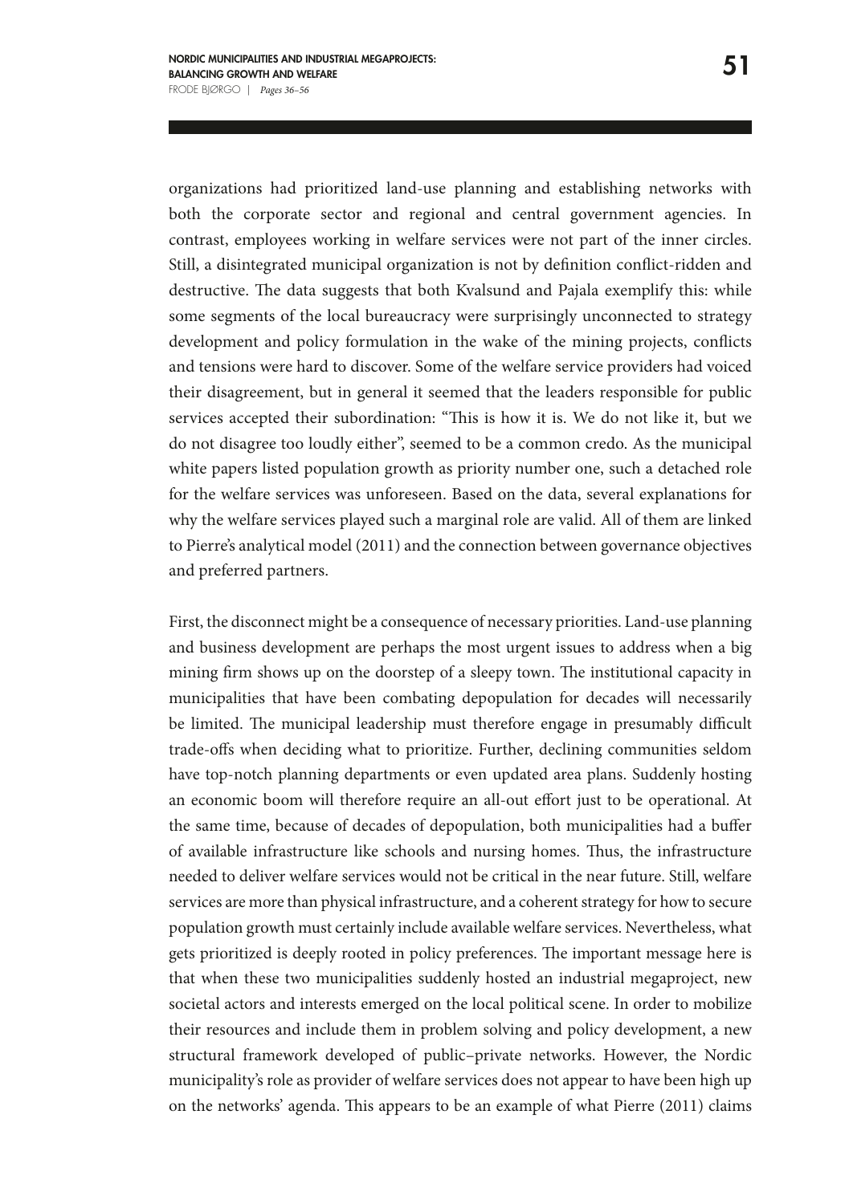organizations had prioritized land-use planning and establishing networks with both the corporate sector and regional and central government agencies. In contrast, employees working in welfare services were not part of the inner circles. Still, a disintegrated municipal organization is not by definition conflict-ridden and destructive. The data suggests that both Kvalsund and Pajala exemplify this: while some segments of the local bureaucracy were surprisingly unconnected to strategy development and policy formulation in the wake of the mining projects, conflicts and tensions were hard to discover. Some of the welfare service providers had voiced their disagreement, but in general it seemed that the leaders responsible for public services accepted their subordination: "This is how it is. We do not like it, but we do not disagree too loudly either", seemed to be a common credo. As the municipal white papers listed population growth as priority number one, such a detached role for the welfare services was unforeseen. Based on the data, several explanations for why the welfare services played such a marginal role are valid. All of them are linked to Pierre's analytical model (2011) and the connection between governance objectives and preferred partners.

First, the disconnect might be a consequence of necessary priorities. Land-use planning and business development are perhaps the most urgent issues to address when a big mining firm shows up on the doorstep of a sleepy town. The institutional capacity in municipalities that have been combating depopulation for decades will necessarily be limited. The municipal leadership must therefore engage in presumably difficult trade-offs when deciding what to prioritize. Further, declining communities seldom have top-notch planning departments or even updated area plans. Suddenly hosting an economic boom will therefore require an all-out effort just to be operational. At the same time, because of decades of depopulation, both municipalities had a buffer of available infrastructure like schools and nursing homes. Thus, the infrastructure needed to deliver welfare services would not be critical in the near future. Still, welfare services are more than physical infrastructure, and a coherent strategy for how to secure population growth must certainly include available welfare services. Nevertheless, what gets prioritized is deeply rooted in policy preferences. The important message here is that when these two municipalities suddenly hosted an industrial megaproject, new societal actors and interests emerged on the local political scene. In order to mobilize their resources and include them in problem solving and policy development, a new structural framework developed of public–private networks. However, the Nordic municipality's role as provider of welfare services does not appear to have been high up on the networks' agenda. This appears to be an example of what Pierre (2011) claims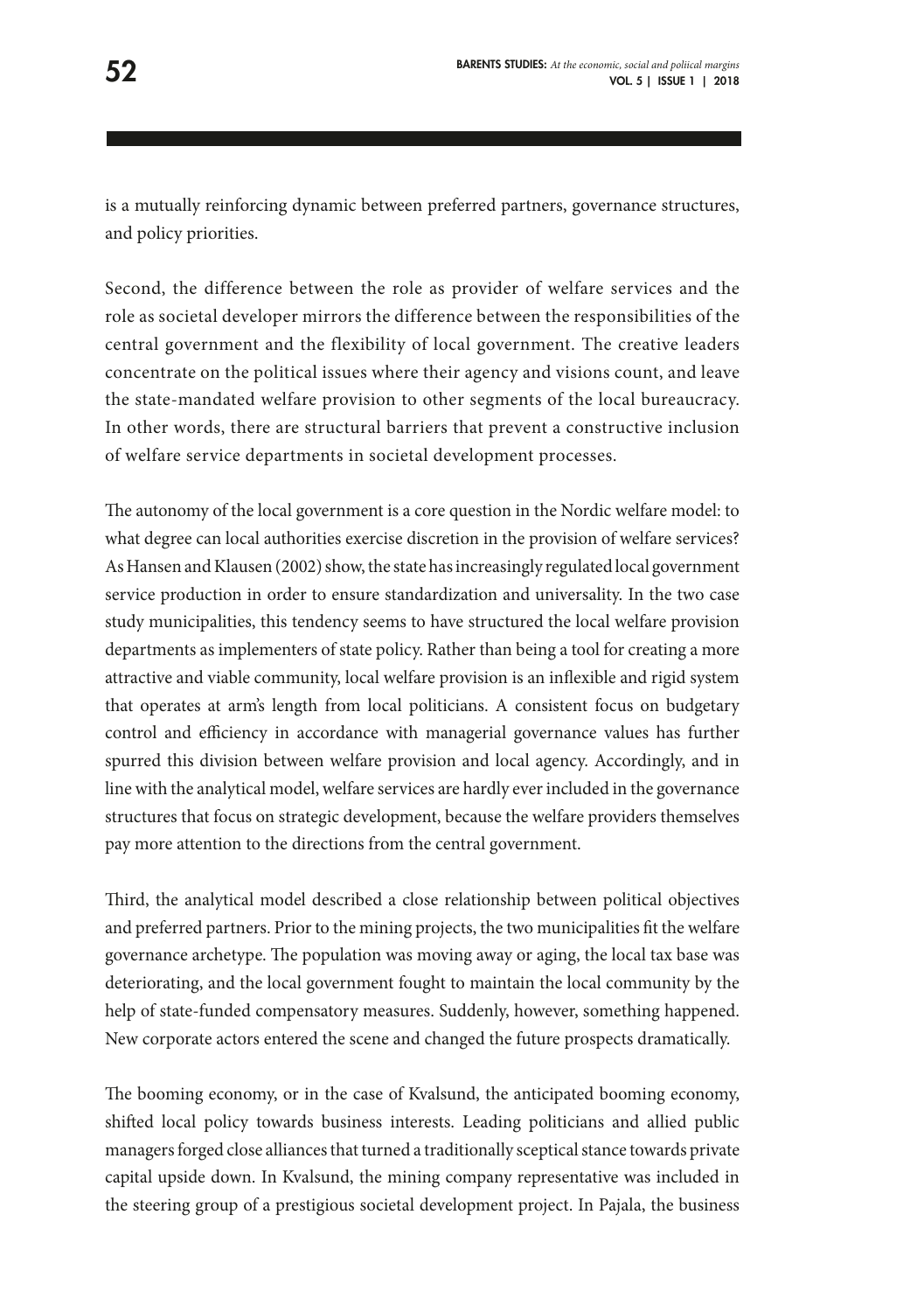is a mutually reinforcing dynamic between preferred partners, governance structures, and policy priorities.

Second, the difference between the role as provider of welfare services and the role as societal developer mirrors the difference between the responsibilities of the central government and the flexibility of local government. The creative leaders concentrate on the political issues where their agency and visions count, and leave the state-mandated welfare provision to other segments of the local bureaucracy. In other words, there are structural barriers that prevent a constructive inclusion of welfare service departments in societal development processes.

The autonomy of the local government is a core question in the Nordic welfare model: to what degree can local authorities exercise discretion in the provision of welfare services? As Hansen and Klausen (2002) show, the state has increasingly regulated local government service production in order to ensure standardization and universality. In the two case study municipalities, this tendency seems to have structured the local welfare provision departments as implementers of state policy. Rather than being a tool for creating a more attractive and viable community, local welfare provision is an inflexible and rigid system that operates at arm's length from local politicians. A consistent focus on budgetary control and efficiency in accordance with managerial governance values has further spurred this division between welfare provision and local agency. Accordingly, and in line with the analytical model, welfare services are hardly ever included in the governance structures that focus on strategic development, because the welfare providers themselves pay more attention to the directions from the central government.

Third, the analytical model described a close relationship between political objectives and preferred partners. Prior to the mining projects, the two municipalities fit the welfare governance archetype. The population was moving away or aging, the local tax base was deteriorating, and the local government fought to maintain the local community by the help of state-funded compensatory measures. Suddenly, however, something happened. New corporate actors entered the scene and changed the future prospects dramatically.

The booming economy, or in the case of Kvalsund, the anticipated booming economy, shifted local policy towards business interests. Leading politicians and allied public managers forged close alliances that turned a traditionally sceptical stance towards private capital upside down. In Kvalsund, the mining company representative was included in the steering group of a prestigious societal development project. In Pajala, the business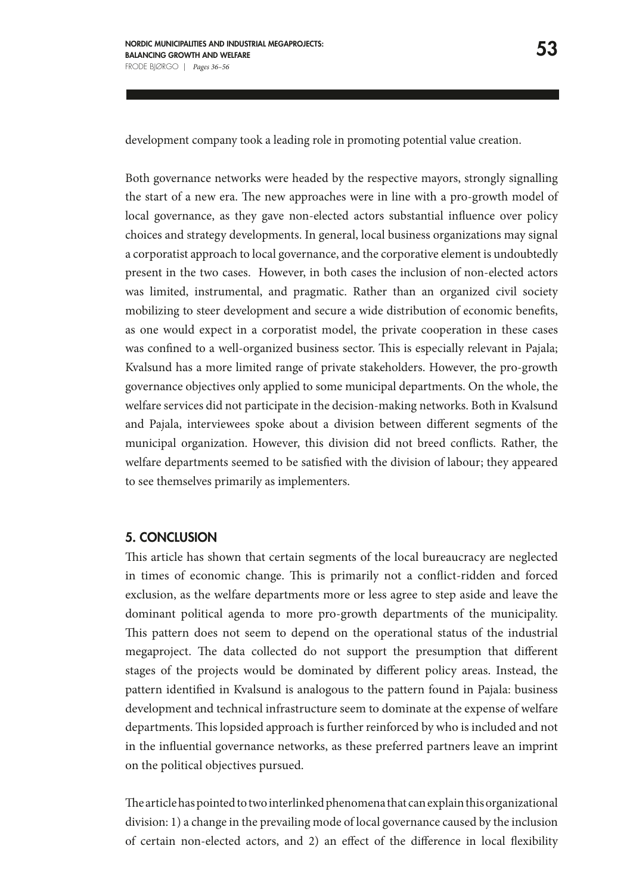development company took a leading role in promoting potential value creation.

Both governance networks were headed by the respective mayors, strongly signalling the start of a new era. The new approaches were in line with a pro-growth model of local governance, as they gave non-elected actors substantial influence over policy choices and strategy developments. In general, local business organizations may signal a corporatist approach to local governance, and the corporative element is undoubtedly present in the two cases. However, in both cases the inclusion of non-elected actors was limited, instrumental, and pragmatic. Rather than an organized civil society mobilizing to steer development and secure a wide distribution of economic benefits, as one would expect in a corporatist model, the private cooperation in these cases was confined to a well-organized business sector. This is especially relevant in Pajala; Kvalsund has a more limited range of private stakeholders. However, the pro-growth governance objectives only applied to some municipal departments. On the whole, the welfare services did not participate in the decision-making networks. Both in Kvalsund and Pajala, interviewees spoke about a division between different segments of the municipal organization. However, this division did not breed conflicts. Rather, the welfare departments seemed to be satisfied with the division of labour; they appeared to see themselves primarily as implementers.

## 5. CONCLUSION

This article has shown that certain segments of the local bureaucracy are neglected in times of economic change. This is primarily not a conflict-ridden and forced exclusion, as the welfare departments more or less agree to step aside and leave the dominant political agenda to more pro-growth departments of the municipality. This pattern does not seem to depend on the operational status of the industrial megaproject. The data collected do not support the presumption that different stages of the projects would be dominated by different policy areas. Instead, the pattern identified in Kvalsund is analogous to the pattern found in Pajala: business development and technical infrastructure seem to dominate at the expense of welfare departments. This lopsided approach is further reinforced by who is included and not in the influential governance networks, as these preferred partners leave an imprint on the political objectives pursued.

The article has pointed to two interlinked phenomena that can explain this organizational division: 1) a change in the prevailing mode of local governance caused by the inclusion of certain non-elected actors, and 2) an effect of the difference in local flexibility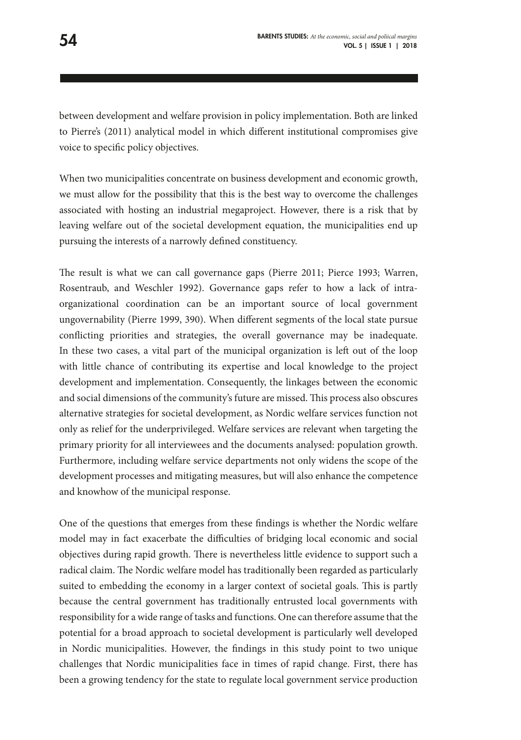between development and welfare provision in policy implementation. Both are linked to Pierre's (2011) analytical model in which different institutional compromises give voice to specific policy objectives.

When two municipalities concentrate on business development and economic growth, we must allow for the possibility that this is the best way to overcome the challenges associated with hosting an industrial megaproject. However, there is a risk that by leaving welfare out of the societal development equation, the municipalities end up pursuing the interests of a narrowly defined constituency.

The result is what we can call governance gaps (Pierre 2011; Pierce 1993; Warren, Rosentraub, and Weschler 1992). Governance gaps refer to how a lack of intra-organizational coordination can be an important source of local government ungovernability (Pierre 1999, 390). When different segments of the local state pursue conflicting priorities and strategies, the overall governance may be inadequate. In these two cases, a vital part of the municipal organization is left out of the loop with little chance of contributing its expertise and local knowledge to the project development and implementation. Consequently, the linkages between the economic and social dimensions of the community's future are missed. This process also obscures alternative strategies for societal development, as Nordic welfare services function not only as relief for the underprivileged. Welfare services are relevant when targeting the primary priority for all interviewees and the documents analysed: population growth. Furthermore, including welfare service departments not only widens the scope of the development processes and mitigating measures, but will also enhance the competence and knowhow of the municipal response.

One of the questions that emerges from these findings is whether the Nordic welfare model may in fact exacerbate the difficulties of bridging local economic and social objectives during rapid growth. There is nevertheless little evidence to support such a radical claim. The Nordic welfare model has traditionally been regarded as particularly suited to embedding the economy in a larger context of societal goals. This is partly because the central government has traditionally entrusted local governments with responsibility for a wide range of tasks and functions. One can therefore assume that the potential for a broad approach to societal development is particularly well developed in Nordic municipalities. However, the findings in this study point to two unique challenges that Nordic municipalities face in times of rapid change. First, there has been a growing tendency for the state to regulate local government service production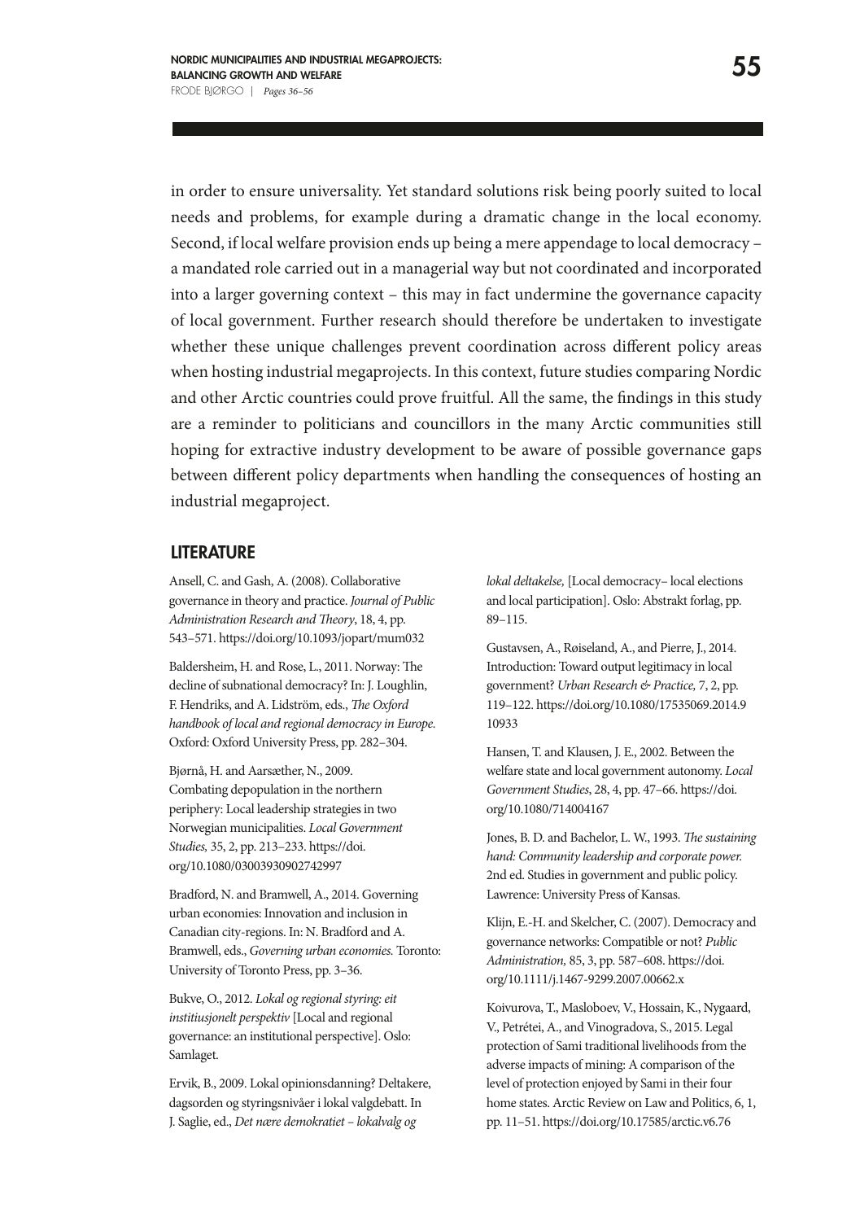in order to ensure universality. Yet standard solutions risk being poorly suited to local needs and problems, for example during a dramatic change in the local economy. Second, if local welfare provision ends up being a mere appendage to local democracy – a mandated role carried out in a managerial way but not coordinated and incorporated into a larger governing context – this may in fact undermine the governance capacity of local government. Further research should therefore be undertaken to investigate whether these unique challenges prevent coordination across different policy areas when hosting industrial megaprojects. In this context, future studies comparing Nordic and other Arctic countries could prove fruitful. All the same, the findings in this study are a reminder to politicians and councillors in the many Arctic communities still hoping for extractive industry development to be aware of possible governance gaps between different policy departments when handling the consequences of hosting an industrial megaproject.

## LITERATURE

Ansell, C. and Gash, A. (2008). Collaborative governance in theory and practice. *Journal of Public Administration Research and Theory*, 18, 4, pp. 543–571. https://doi.org/10.1093/jopart/mum032

Baldersheim, H. and Rose, L., 2011. Norway: The decline of subnational democracy? In: J. Loughlin, F. Hendriks, and A. Lidström, eds., *The Oxford handbook of local and regional democracy in Europe*. Oxford: Oxford University Press, pp. 282–304.

Bjørnå, H. and Aarsæther, N., 2009. Combating depopulation in the northern periphery: Local leadership strategies in two Norwegian municipalities. *Local Government Studies,* 35, 2, pp. 213–233. https://doi.org/10.1080/03003930902742997

Bradford, N. and Bramwell, A., 2014. Governing urban economies: Innovation and inclusion in Canadian city-regions. In: N. Bradford and A. Bramwell, eds., *Governing urban economies.* Toronto: University of Toronto Press, pp. 3–36.

Bukve, O., 2012. *Lokal og regional styring: eit institusjonelt perspektiv* [Local and regional governance: an institutional perspective]. Oslo: Samlaget.

Ervik, B., 2009. Lokal opinionsdanning? Deltakere, dagsorden og styringsnivåer i lokal valgdebatt. In J. Saglie, ed., *Det nære demokratiet – lokalvalg og lokal deltakelse,* [Local democracy– local elections and local participation]. Oslo: Abstrakt forlag, pp. 89–115.

Gustavsen, A., Røiseland, A., and Pierre, J., 2014. Introduction: Toward output legitimacy in local government? *Urban Research & Practice,* 7, 2, pp. 119–122. https://doi.org/10.1080/17535069.2014.910933

Hansen, T. and Klausen, J. E., 2002. Between the welfare state and local government autonomy. *Local Government Studies*, 28, 4, pp. 47–66. https://doi.org/10.1080/714004167

Jones, B. D. and Bachelor, L. W., 1993. *The sustaining hand: Community leadership and corporate power.* 2nd ed. Studies in government and public policy. Lawrence: University Press of Kansas.

Klijn, E.-H. and Skelcher, C. (2007). Democracy and governance networks: Compatible or not? *Public Administration,* 85, 3, pp. 587–608. https://doi.org/10.1111/j.1467-9299.2007.00662.x

Koivurova, T., Masloboev, V., Hossain, K., Nygaard, V., Petrétei, A., and Vinogradova, S., 2015. Legal protection of Sami traditional livelihoods from the adverse impacts of mining: A comparison of the level of protection enjoyed by Sami in their four home states. Arctic Review on Law and Politics, 6, 1, pp. 11–51. https://doi.org/10.17585/arctic.v6.76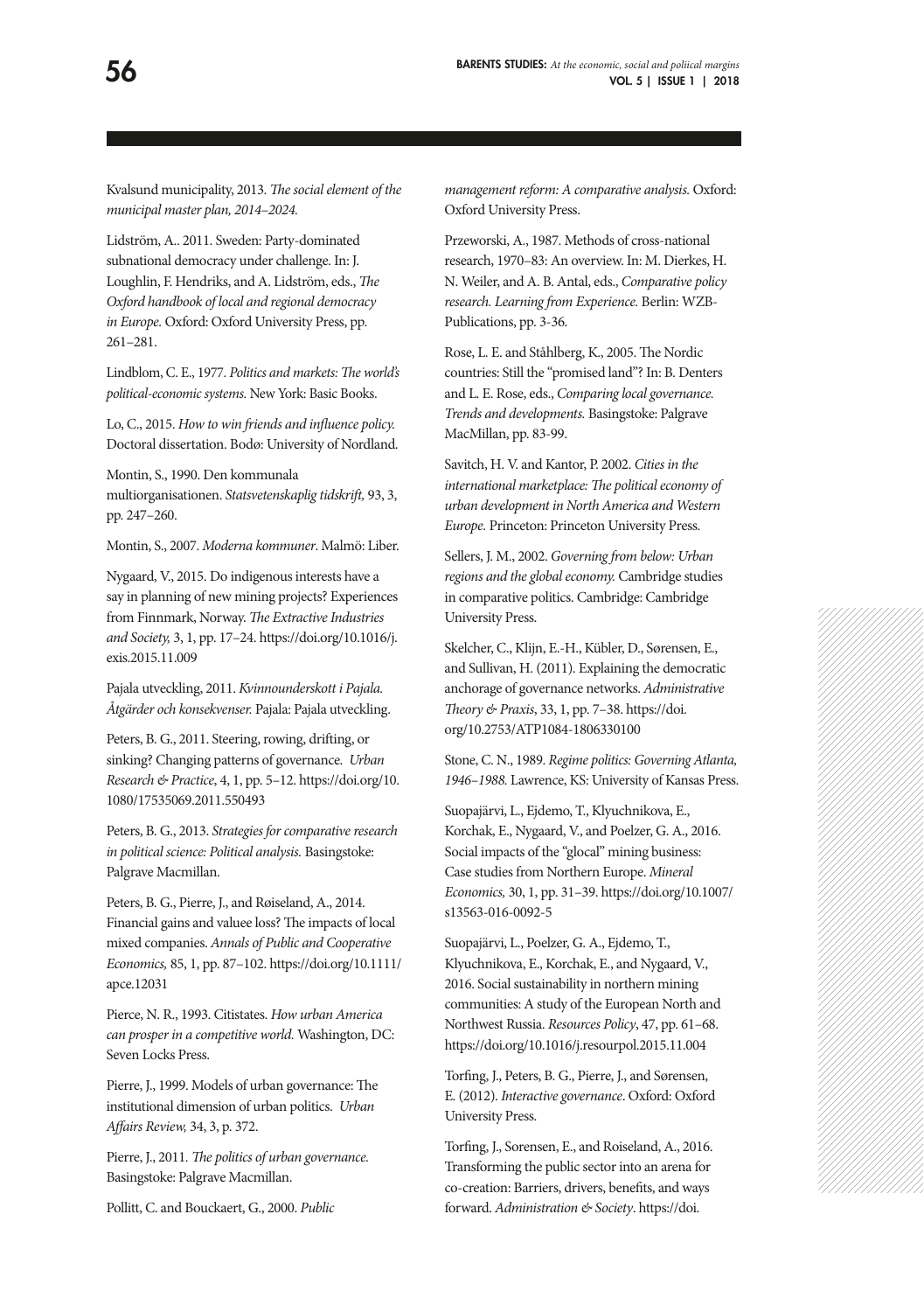Kvalsund municipality, 2013. *The social element of the municipal master plan, 2014–2024.*

Lidström, A.. 2011. Sweden: Party-dominated subnational democracy under challenge. In: J. Loughlin, F. Hendriks, and A. Lidström, eds., *The Oxford handbook of local and regional democracy in Europe.* Oxford: Oxford University Press, pp. 261–281.

Lindblom, C. E., 1977. *Politics and markets: The world's political-economic systems.* New York: Basic Books.

Lo, C., 2015. *How to win friends and influence policy.* Doctoral dissertation. Bodø: University of Nordland.

Montin, S., 1990. Den kommunala multiorganisationen. *Statsvetenskaplig tidskrift,* 93, 3, pp. 247–260.

Montin, S., 2007. *Moderna kommuner*. Malmö: Liber.

Nygaard, V., 2015. Do indigenous interests have a say in planning of new mining projects? Experiences from Finnmark, Norway. *The Extractive Industries and Society,* 3, 1, pp. 17–24. https://doi.org/10.1016/j.exis.2015.11.009

Pajala utveckling, 2011. *Kvinnounderskott i Pajala. Åtgärder och konsekvenser.* Pajala: Pajala utveckling.

Peters, B. G., 2011. Steering, rowing, drifting, or sinking? Changing patterns of governance. *Urban Research & Practice*, 4, 1, pp. 5–12. https://doi.org/10.1080/17535069.2011.550493

Peters, B. G., 2013. *Strategies for comparative research in political science: Political analysis.* Basingstoke: Palgrave Macmillan.

Peters, B. G., Pierre, J., and Røiseland, A., 2014. Financial gains and valuee loss? The impacts of local mixed companies. *Annals of Public and Cooperative Economics,* 85, 1, pp. 87–102. https://doi.org/10.1111/apce.12031

Pierce, N. R., 1993. Citistates. *How urban America can prosper in a competitive world.* Washington, DC: Seven Locks Press.

Pierre, J., 1999. Models of urban governance: The institutional dimension of urban politics. *Urban Affairs Review,* 34, 3, p. 372.

Pierre, J., 2011. *The politics of urban governance.* Basingstoke: Palgrave Macmillan.

Pollitt, C. and Bouckaert, G., 2000. *Public management reform: A comparative analysis.* Oxford: Oxford University Press.

Przeworski, A., 1987. Methods of cross-national research, 1970–83: An overview. In: M. Dierkes, H. N. Weiler, and A. B. Antal, eds., *Comparative policy research. Learning from Experience.* Berlin: WZB-Publications, pp. 3-36.

Rose, L. E. and Ståhlberg, K., 2005. The Nordic countries: Still the "promised land"? In: B. Denters and L. E. Rose, eds., *Comparing local governance. Trends and developments.* Basingstoke: Palgrave MacMillan, pp. 83-99.

Savitch, H. V. and Kantor, P. 2002. *Cities in the international marketplace: The political economy of urban development in North America and Western Europe.* Princeton: Princeton University Press.

Sellers, J. M., 2002. *Governing from below: Urban regions and the global economy.* Cambridge studies in comparative politics. Cambridge: Cambridge University Press.

Skelcher, C., Klijn, E.-H., Kübler, D., Sørensen, E., and Sullivan, H. (2011). Explaining the democratic anchorage of governance networks. *Administrative Theory & Praxis*, 33, 1, pp. 7–38. https://doi.org/10.2753/ATP1084-1806330100

Stone, C. N., 1989. *Regime politics: Governing Atlanta, 1946–1988.* Lawrence, KS: University of Kansas Press.

Suopajärvi, L., Ejdemo, T., Klyuchnikova, E., Korchak, E., Nygaard, V., and Poelzer, G. A., 2016. Social impacts of the "glocal" mining business: Case studies from Northern Europe. *Mineral Economics,* 30, 1, pp. 31–39. https://doi.org/10.1007/s13563-016-0092-5

Suopajärvi, L., Poelzer, G. A., Ejdemo, T., Klyuchnikova, E., Korchak, E., and Nygaard, V., 2016. Social sustainability in northern mining communities: A study of the European North and Northwest Russia. *Resources Policy*, 47, pp. 61–68. https://doi.org/10.1016/j.resourpol.2015.11.004

Torfing, J., Peters, B. G., Pierre, J., and Sørensen, E. (2012). *Interactive governance*. Oxford: Oxford University Press.

Torfing, J., Sorensen, E., and Roiseland, A., 2016. Transforming the public sector into an arena for co-creation: Barriers, drivers, benefits, and ways forward. *Administration & Society*. https://doi.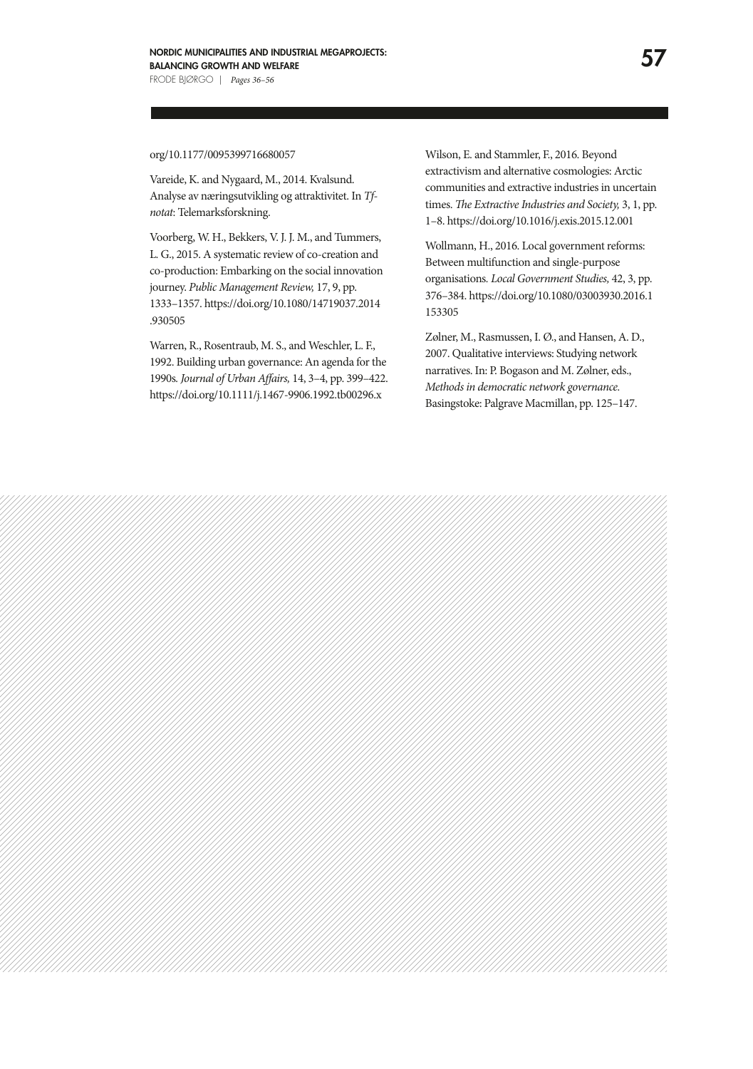org/10.1177/0095399716680057

Vareide, K. and Nygaard, M., 2014. Kvalsund. Analyse av næringsutvikling og attraktivitet. In *Tf-notat*: Telemarksforskning.

Voorberg, W. H., Bekkers, V. J. J. M., and Tummers, L. G., 2015. A systematic review of co-creation and co-production: Embarking on the social innovation journey. *Public Management Review,* 17, 9, pp. 1333–1357. https://doi.org/10.1080/14719037.2014.930505

Warren, R., Rosentraub, M. S., and Weschler, L. F., 1992. Building urban governance: An agenda for the 1990s. *Journal of Urban Affairs,* 14, 3–4, pp. 399–422. https://doi.org/10.1111/j.1467-9906.1992.tb00296.x

Wilson, E. and Stammler, F., 2016. Beyond extractivism and alternative cosmologies: Arctic communities and extractive industries in uncertain times. *The Extractive Industries and Society,* 3, 1, pp. 1–8. https://doi.org/10.1016/j.exis.2015.12.001

Wollmann, H., 2016. Local government reforms: Between multifunction and single-purpose organisations. *Local Government Studies,* 42, 3, pp. 376–384. https://doi.org/10.1080/03003930.2016.1153305

Zølner, M., Rasmussen, I. Ø., and Hansen, A. D., 2007. Qualitative interviews: Studying network narratives. In: P. Bogason and M. Zølner, eds., *Methods in democratic network governance.* Basingstoke: Palgrave Macmillan, pp. 125–147.